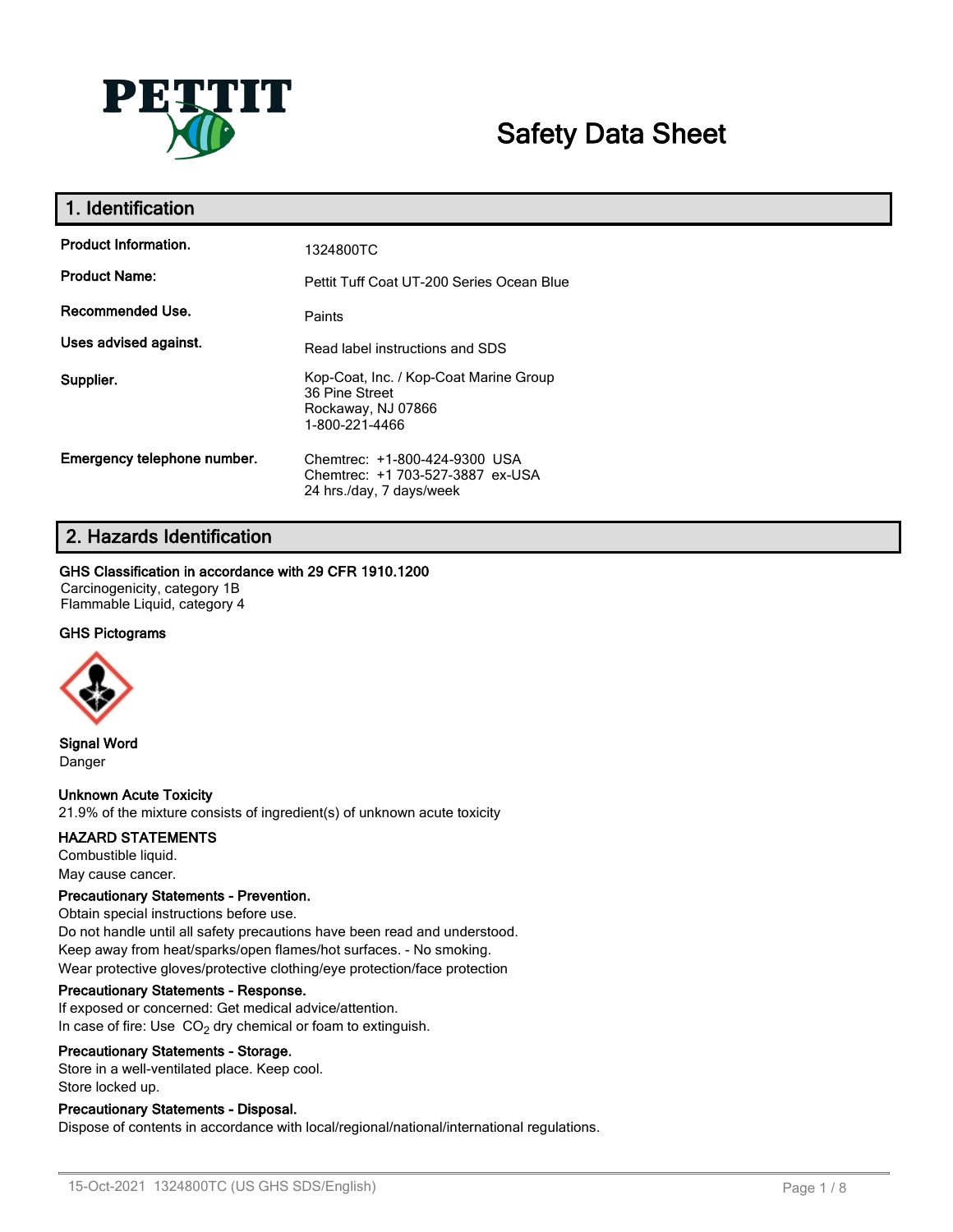PETTIT

# Safety Data Sheet

## 1. Identification

| | |
|---|---|
| **Product Information.** | 1324800TC |
| **Product Name:** | Pettit Tuff Coat UT-200 Series Ocean Blue |
| **Recommended Use.** | Paints |
| **Uses advised against.** | Read label instructions and SDS |
| **Supplier.** | Kop-Coat, Inc. / Kop-Coat Marine Group<br>36 Pine Street<br>Rockaway, NJ 07866<br>1-800-221-4466 |
| **Emergency telephone number.** | Chemtrec: +1-800-424-9300 USA<br>Chemtrec: +1 703-527-3887 ex-USA<br>24 hrs./day, 7 days/week |

## 2. Hazards Identification

**GHS Classification in accordance with 29 CFR 1910.1200**

Carcinogenicity, category 1B
Flammable Liquid, category 4

**GHS Pictograms**

**Signal Word**

Danger

**Unknown Acute Toxicity**

21.9% of the mixture consists of ingredient(s) of unknown acute toxicity

**HAZARD STATEMENTS**

Combustible liquid.
May cause cancer.

**Precautionary Statements - Prevention.**

Obtain special instructions before use.
Do not handle until all safety precautions have been read and understood.
Keep away from heat/sparks/open flames/hot surfaces. - No smoking.
Wear protective gloves/protective clothing/eye protection/face protection

**Precautionary Statements - Response.**

If exposed or concerned: Get medical advice/attention.
In case of fire: Use $CO_2$ dry chemical or foam to extinguish.

**Precautionary Statements - Storage.**

Store in a well-ventilated place. Keep cool.
Store locked up.

**Precautionary Statements - Disposal.**

Dispose of contents in accordance with local/regional/national/international regulations.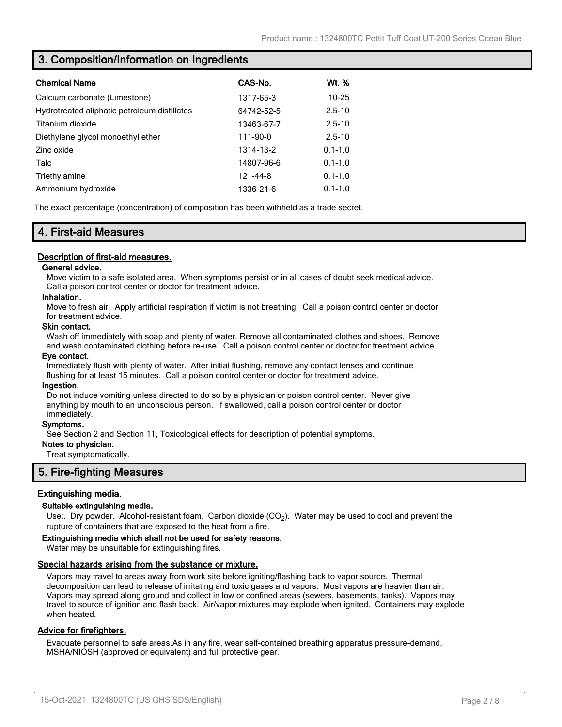## 3. Composition/Information on Ingredients

| Chemical Name | CAS-No. | Wt. % |
| --- | --- | --- |
| Calcium carbonate (Limestone) | 1317-65-3 | 10-25 |
| Hydrotreated aliphatic petroleum distillates | 64742-52-5 | 2.5-10 |
| Titanium dioxide | 13463-67-7 | 2.5-10 |
| Diethylene glycol monoethyl ether | 111-90-0 | 2.5-10 |
| Zinc oxide | 1314-13-2 | 0.1-1.0 |
| Talc | 14807-96-6 | 0.1-1.0 |
| Triethylamine | 121-44-8 | 0.1-1.0 |
| Ammonium hydroxide | 1336-21-6 | 0.1-1.0 |

The exact percentage (concentration) of composition has been withheld as a trade secret.

## 4. First-aid Measures

### Description of first-aid measures.

**General advice.**

Move victim to a safe isolated area. When symptoms persist or in all cases of doubt seek medical advice. Call a poison control center or doctor for treatment advice.

**Inhalation.**

Move to fresh air. Apply artificial respiration if victim is not breathing. Call a poison control center or doctor for treatment advice.

**Skin contact.**

Wash off immediately with soap and plenty of water. Remove all contaminated clothes and shoes. Remove and wash contaminated clothing before re-use. Call a poison control center or doctor for treatment advice.

**Eye contact.**

Immediately flush with plenty of water. After initial flushing, remove any contact lenses and continue flushing for at least 15 minutes. Call a poison control center or doctor for treatment advice.

**Ingestion.**

Do not induce vomiting unless directed to do so by a physician or poison control center. Never give anything by mouth to an unconscious person. If swallowed, call a poison control center or doctor immediately.

**Symptoms.**

See Section 2 and Section 11, Toxicological effects for description of potential symptoms.

**Notes to physician.**

Treat symptomatically.

## 5. Fire-fighting Measures

### Extinguishing media.

**Suitable extinguishing media.**

Use:. Dry powder. Alcohol-resistant foam. Carbon dioxide ($CO_2$). Water may be used to cool and prevent the rupture of containers that are exposed to the heat from a fire.

**Extinguishing media which shall not be used for safety reasons.**

Water may be unsuitable for extinguishing fires.

### Special hazards arising from the substance or mixture.

Vapors may travel to areas away from work site before igniting/flashing back to vapor source. Thermal decomposition can lead to release of irritating and toxic gases and vapors. Most vapors are heavier than air. Vapors may spread along ground and collect in low or confined areas (sewers, basements, tanks). Vapors may travel to source of ignition and flash back. Air/vapor mixtures may explode when ignited. Containers may explode when heated.

### Advice for firefighters.

Evacuate personnel to safe areas.As in any fire, wear self-contained breathing apparatus pressure-demand, MSHA/NIOSH (approved or equivalent) and full protective gear.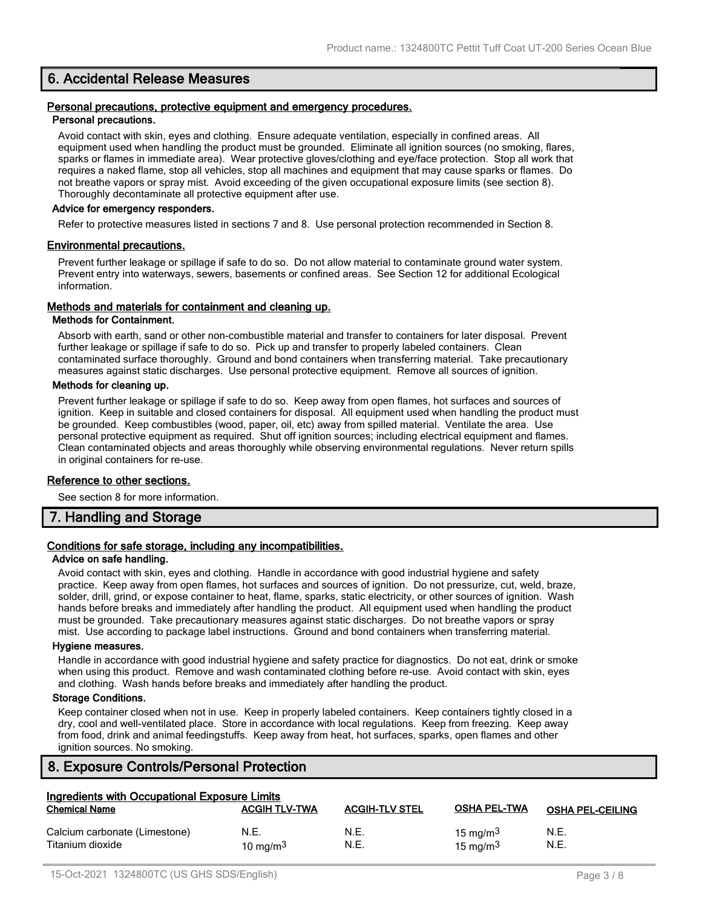## 6. Accidental Release Measures

### Personal precautions, protective equipment and emergency procedures.

**Personal precautions.**

Avoid contact with skin, eyes and clothing. Ensure adequate ventilation, especially in confined areas. All equipment used when handling the product must be grounded. Eliminate all ignition sources (no smoking, flares, sparks or flames in immediate area). Wear protective gloves/clothing and eye/face protection. Stop all work that requires a naked flame, stop all vehicles, stop all machines and equipment that may cause sparks or flames. Do not breathe vapors or spray mist. Avoid exceeding of the given occupational exposure limits (see section 8). Thoroughly decontaminate all protective equipment after use.

**Advice for emergency responders.**

Refer to protective measures listed in sections 7 and 8. Use personal protection recommended in Section 8.

### Environmental precautions.

Prevent further leakage or spillage if safe to do so. Do not allow material to contaminate ground water system. Prevent entry into waterways, sewers, basements or confined areas. See Section 12 for additional Ecological information.

### Methods and materials for containment and cleaning up.

**Methods for Containment.**

Absorb with earth, sand or other non-combustible material and transfer to containers for later disposal. Prevent further leakage or spillage if safe to do so. Pick up and transfer to properly labeled containers. Clean contaminated surface thoroughly. Ground and bond containers when transferring material. Take precautionary measures against static discharges. Use personal protective equipment. Remove all sources of ignition.

**Methods for cleaning up.**

Prevent further leakage or spillage if safe to do so. Keep away from open flames, hot surfaces and sources of ignition. Keep in suitable and closed containers for disposal. All equipment used when handling the product must be grounded. Keep combustibles (wood, paper, oil, etc) away from spilled material. Ventilate the area. Use personal protective equipment as required. Shut off ignition sources; including electrical equipment and flames. Clean contaminated objects and areas thoroughly while observing environmental regulations. Never return spills in original containers for re-use.

### Reference to other sections.

See section 8 for more information.

## 7. Handling and Storage

### Conditions for safe storage, including any incompatibilities.

**Advice on safe handling.**

Avoid contact with skin, eyes and clothing. Handle in accordance with good industrial hygiene and safety practice. Keep away from open flames, hot surfaces and sources of ignition. Do not pressurize, cut, weld, braze, solder, drill, grind, or expose container to heat, flame, sparks, static electricity, or other sources of ignition. Wash hands before breaks and immediately after handling the product. All equipment used when handling the product must be grounded. Take precautionary measures against static discharges. Do not breathe vapors or spray mist. Use according to package label instructions. Ground and bond containers when transferring material.

**Hygiene measures.**

Handle in accordance with good industrial hygiene and safety practice for diagnostics. Do not eat, drink or smoke when using this product. Remove and wash contaminated clothing before re-use. Avoid contact with skin, eyes and clothing. Wash hands before breaks and immediately after handling the product.

**Storage Conditions.**

Keep container closed when not in use. Keep in properly labeled containers. Keep containers tightly closed in a dry, cool and well-ventilated place. Store in accordance with local regulations. Keep from freezing. Keep away from food, drink and animal feedingstuffs. Keep away from heat, hot surfaces, sparks, open flames and other ignition sources. No smoking.

## 8. Exposure Controls/Personal Protection

### Ingredients with Occupational Exposure Limits

| Chemical Name | ACGIH TLV-TWA | ACGIH-TLV STEL | OSHA PEL-TWA | OSHA PEL-CEILING |
|---|---|---|---|---|
| Calcium carbonate (Limestone) | N.E. | N.E. | 15 mg/m$^3$ | N.E. |
| Titanium dioxide | 10 mg/m$^3$ | N.E. | 15 mg/m$^3$ | N.E. |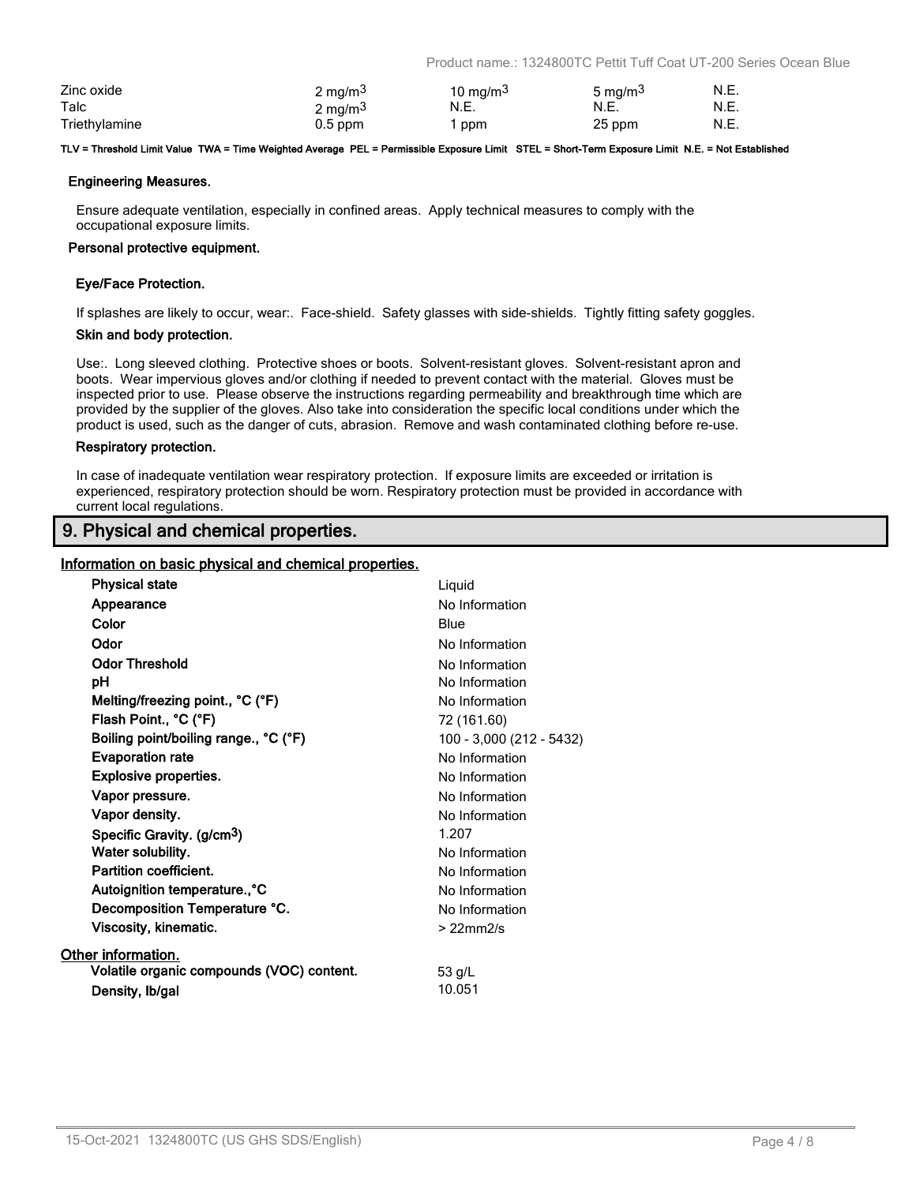| | | | | |
|---|---|---|---|---|
| Zinc oxide | 2 $mg/m^3$ | 10 $mg/m^3$ | 5 $mg/m^3$ | N.E. |
| Talc | 2 $mg/m^3$ | N.E. | N.E. | N.E. |
| Triethylamine | 0.5 ppm | 1 ppm | 25 ppm | N.E. |

**TLV = Threshold Limit Value TWA = Time Weighted Average PEL = Permissible Exposure Limit STEL = Short-Term Exposure Limit N.E. = Not Established**

**Engineering Measures.**

Ensure adequate ventilation, especially in confined areas. Apply technical measures to comply with the occupational exposure limits.

**Personal protective equipment.**

**Eye/Face Protection.**

If splashes are likely to occur, wear:. Face-shield. Safety glasses with side-shields. Tightly fitting safety goggles.

**Skin and body protection.**

Use:. Long sleeved clothing. Protective shoes or boots. Solvent-resistant gloves. Solvent-resistant apron and boots. Wear impervious gloves and/or clothing if needed to prevent contact with the material. Gloves must be inspected prior to use. Please observe the instructions regarding permeability and breakthrough time which are provided by the supplier of the gloves. Also take into consideration the specific local conditions under which the product is used, such as the danger of cuts, abrasion. Remove and wash contaminated clothing before re-use.

**Respiratory protection.**

In case of inadequate ventilation wear respiratory protection. If exposure limits are exceeded or irritation is experienced, respiratory protection should be worn. Respiratory protection must be provided in accordance with current local regulations.

## 9. Physical and chemical properties.

**Information on basic physical and chemical properties.**

| | |
|---|---|
| **Physical state** | Liquid |
| **Appearance** | No Information |
| **Color** | Blue |
| **Odor** | No Information |
| **Odor Threshold** | No Information |
| **pH** | No Information |
| **Melting/freezing point., °C (°F)** | No Information |
| **Flash Point., °C (°F)** | 72 (161.60) |
| **Boiling point/boiling range., °C (°F)** | 100 - 3,000 (212 - 5432) |
| **Evaporation rate** | No Information |
| **Explosive properties.** | No Information |
| **Vapor pressure.** | No Information |
| **Vapor density.** | No Information |
| **Specific Gravity. ($g/cm^3$)** | 1.207 |
| **Water solubility.** | No Information |
| **Partition coefficient.** | No Information |
| **Autoignition temperature.,°C** | No Information |
| **Decomposition Temperature °C.** | No Information |
| **Viscosity, kinematic.** | > 22mm2/s |

**Other information.**

| | |
|---|---|
| **Volatile organic compounds (VOC) content.** | 53 g/L |
| **Density, lb/gal** | 10.051 |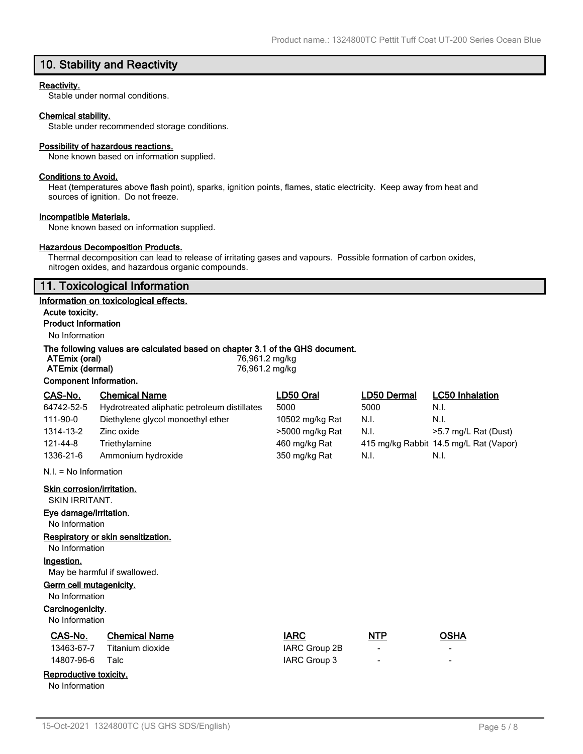## 10. Stability and Reactivity

**Reactivity.**

Stable under normal conditions.

**Chemical stability.**

Stable under recommended storage conditions.

**Possibility of hazardous reactions.**

None known based on information supplied.

**Conditions to Avoid.**

Heat (temperatures above flash point), sparks, ignition points, flames, static electricity. Keep away from heat and sources of ignition. Do not freeze.

**Incompatible Materials.**

None known based on information supplied.

**Hazardous Decomposition Products.**

Thermal decomposition can lead to release of irritating gases and vapours. Possible formation of carbon oxides, nitrogen oxides, and hazardous organic compounds.

## 11. Toxicological Information

**Information on toxicological effects.**

**Acute toxicity.**

**Product Information**

No Information

**The following values are calculated based on chapter 3.1 of the GHS document.**

| | |
|---|---|
| **ATEmix (oral)** | 76,961.2 mg/kg |
| **ATEmix (dermal)** | 76,961.2 mg/kg |

**Component Information.**

| CAS-No. | Chemical Name | LD50 Oral | LD50 Dermal | LC50 Inhalation |
|---|---|---|---|---|
| 64742-52-5 | Hydrotreated aliphatic petroleum distillates | 5000 | 5000 | N.I. |
| 111-90-0 | Diethylene glycol monoethyl ether | 10502 mg/kg Rat | N.I. | N.I. |
| 1314-13-2 | Zinc oxide | >5000 mg/kg Rat | N.I. | >5.7 mg/L Rat (Dust) |
| 121-44-8 | Triethylamine | 460 mg/kg Rat | 415 mg/kg Rabbit | 14.5 mg/L Rat (Vapor) |
| 1336-21-6 | Ammonium hydroxide | 350 mg/kg Rat | N.I. | N.I. |

N.I. = No Information

**Skin corrosion/irritation.**

SKIN IRRITANT.

**Eye damage/irritation.**

No Information

**Respiratory or skin sensitization.**

No Information

**Ingestion.**

May be harmful if swallowed.

**Germ cell mutagenicity.**

No Information

**Carcinogenicity.**

No Information

| CAS-No. | Chemical Name | IARC | NTP | OSHA |
|---|---|---|---|---|
| 13463-67-7 | Titanium dioxide | IARC Group 2B | - | - |
| 14807-96-6 | Talc | IARC Group 3 | - | - |

**Reproductive toxicity.**

No Information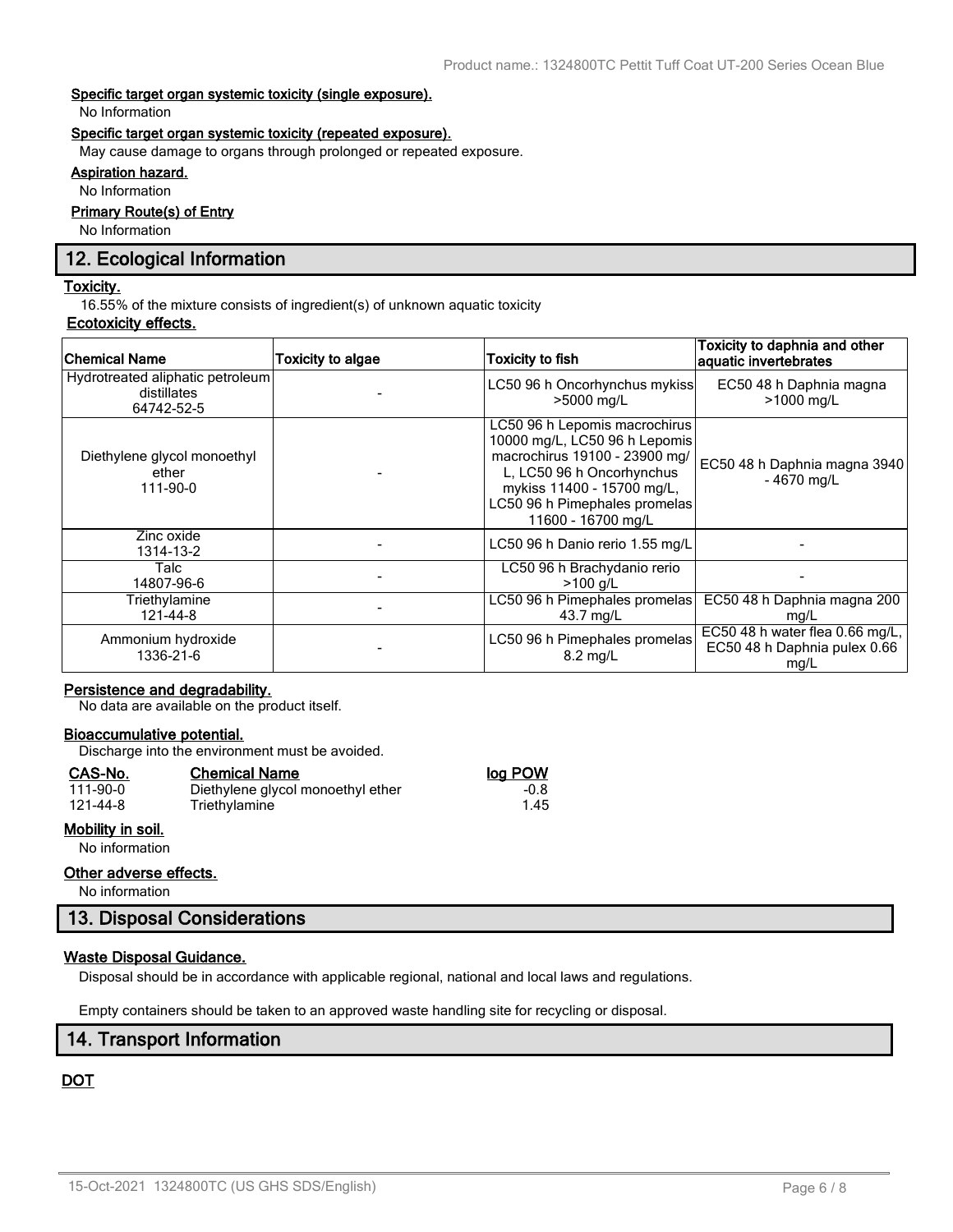#### Specific target organ systemic toxicity (single exposure).

No Information

#### Specific target organ systemic toxicity (repeated exposure).

May cause damage to organs through prolonged or repeated exposure.

#### Aspiration hazard.

No Information

#### Primary Route(s) of Entry

No Information

## 12. Ecological Information

#### Toxicity.

16.55% of the mixture consists of ingredient(s) of unknown aquatic toxicity

#### Ecotoxicity effects.

| Chemical Name | Toxicity to algae | Toxicity to fish | Toxicity to daphnia and other aquatic invertebrates |
|---|---|---|---|
| Hydrotreated aliphatic petroleum distillates 64742-52-5 | - | LC50 96 h Oncorhynchus mykiss >5000 mg/L | EC50 48 h Daphnia magna >1000 mg/L |
| Diethylene glycol monoethyl ether 111-90-0 | - | LC50 96 h Lepomis macrochirus 10000 mg/L, LC50 96 h Lepomis macrochirus 19100 - 23900 mg/L, LC50 96 h Oncorhynchus mykiss 11400 - 15700 mg/L, LC50 96 h Pimephales promelas 11600 - 16700 mg/L | EC50 48 h Daphnia magna 3940 - 4670 mg/L |
| Zinc oxide 1314-13-2 | - | LC50 96 h Danio rerio 1.55 mg/L | - |
| Talc 14807-96-6 | - | LC50 96 h Brachydanio rerio >100 g/L | - |
| Triethylamine 121-44-8 | - | LC50 96 h Pimephales promelas 43.7 mg/L | EC50 48 h Daphnia magna 200 mg/L |
| Ammonium hydroxide 1336-21-6 | - | LC50 96 h Pimephales promelas 8.2 mg/L | EC50 48 h water flea 0.66 mg/L, EC50 48 h Daphnia pulex 0.66 mg/L |

#### Persistence and degradability.

No data are available on the product itself.

#### Bioaccumulative potential.

Discharge into the environment must be avoided.

| CAS-No. | Chemical Name | log POW |
|---|---|---|
| 111-90-0 | Diethylene glycol monoethyl ether | -0.8 |
| 121-44-8 | Triethylamine | 1.45 |

#### Mobility in soil.

No information

#### Other adverse effects.

No information

## 13. Disposal Considerations

#### Waste Disposal Guidance.

Disposal should be in accordance with applicable regional, national and local laws and regulations.

Empty containers should be taken to an approved waste handling site for recycling or disposal.

## 14. Transport Information

#### DOT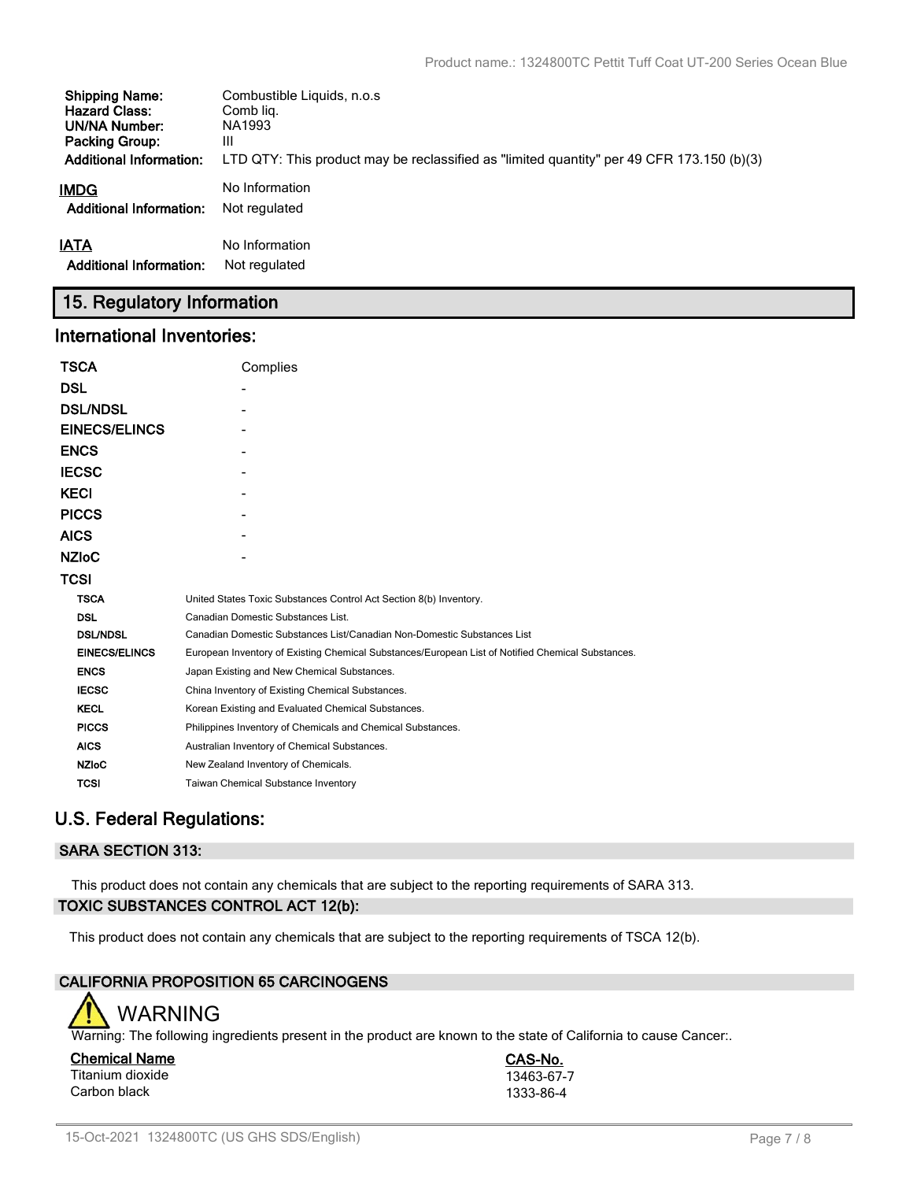| | |
|---|---|
| **Shipping Name:** | Combustible Liquids, n.o.s |
| **Hazard Class:** | Comb liq. |
| **UN/NA Number:** | NA1993 |
| **Packing Group:** | III |
| **Additional Information:** | LTD QTY: This product may be reclassified as "limited quantity" per 49 CFR 173.150 (b)(3) |

**IMDG** No Information

**Additional Information:** Not regulated

**IATA** No Information

**Additional Information:** Not regulated

## 15. Regulatory Information

### International Inventories:

| | |
|---|---|
| **TSCA** | Complies |
| **DSL** | - |
| **DSL/NDSL** | - |
| **EINECS/ELINCS** | - |
| **ENCS** | - |
| **IECSC** | - |
| **KECI** | - |
| **PICCS** | - |
| **AICS** | - |
| **NZIoC** | - |
| **TCSI** | |

| | |
|---|---|
| **TSCA** | United States Toxic Substances Control Act Section 8(b) Inventory. |
| **DSL** | Canadian Domestic Substances List. |
| **DSL/NDSL** | Canadian Domestic Substances List/Canadian Non-Domestic Substances List |
| **EINECS/ELINCS** | European Inventory of Existing Chemical Substances/European List of Notified Chemical Substances. |
| **ENCS** | Japan Existing and New Chemical Substances. |
| **IECSC** | China Inventory of Existing Chemical Substances. |
| **KECL** | Korean Existing and Evaluated Chemical Substances. |
| **PICCS** | Philippines Inventory of Chemicals and Chemical Substances. |
| **AICS** | Australian Inventory of Chemical Substances. |
| **NZIoC** | New Zealand Inventory of Chemicals. |
| **TCSI** | Taiwan Chemical Substance Inventory |

## U.S. Federal Regulations:

### SARA SECTION 313:

This product does not contain any chemicals that are subject to the reporting requirements of SARA 313.

### TOXIC SUBSTANCES CONTROL ACT 12(b):

This product does not contain any chemicals that are subject to the reporting requirements of TSCA 12(b).

### CALIFORNIA PROPOSITION 65 CARCINOGENS

**WARNING**

Warning: The following ingredients present in the product are known to the state of California to cause Cancer:.

| Chemical Name | CAS-No. |
|---|---|
| Titanium dioxide | 13463-67-7 |
| Carbon black | 1333-86-4 |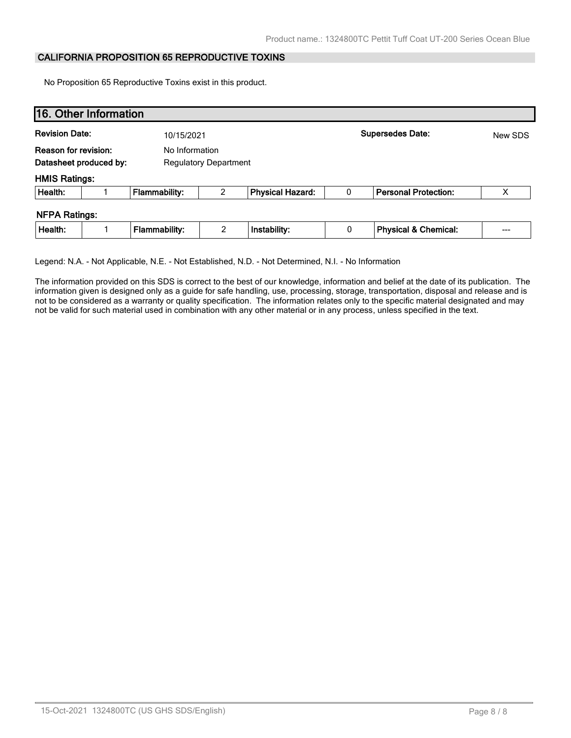### CALIFORNIA PROPOSITION 65 REPRODUCTIVE TOXINS

No Proposition 65 Reproductive Toxins exist in this product.

## 16. Other Information

**Revision Date:** 10/15/2021 **Supersedes Date:** New SDS

**Reason for revision:** No Information

**Datasheet produced by:** Regulatory Department

**HMIS Ratings:**

| | | | | | | | |
|---|---|---|---|---|---|---|---|
| **Health:** | 1 | **Flammability:** | 2 | **Physical Hazard:** | 0 | **Personal Protection:** | X |

**NFPA Ratings:**

| | | | | | | | |
|---|---|---|---|---|---|---|---|
| **Health:** | 1 | **Flammability:** | 2 | **Instability:** | 0 | **Physical & Chemical:** | --- |

Legend: N.A. - Not Applicable, N.E. - Not Established, N.D. - Not Determined, N.I. - No Information

The information provided on this SDS is correct to the best of our knowledge, information and belief at the date of its publication. The information given is designed only as a guide for safe handling, use, processing, storage, transportation, disposal and release and is not to be considered as a warranty or quality specification. The information relates only to the specific material designated and may not be valid for such material used in combination with any other material or in any process, unless specified in the text.